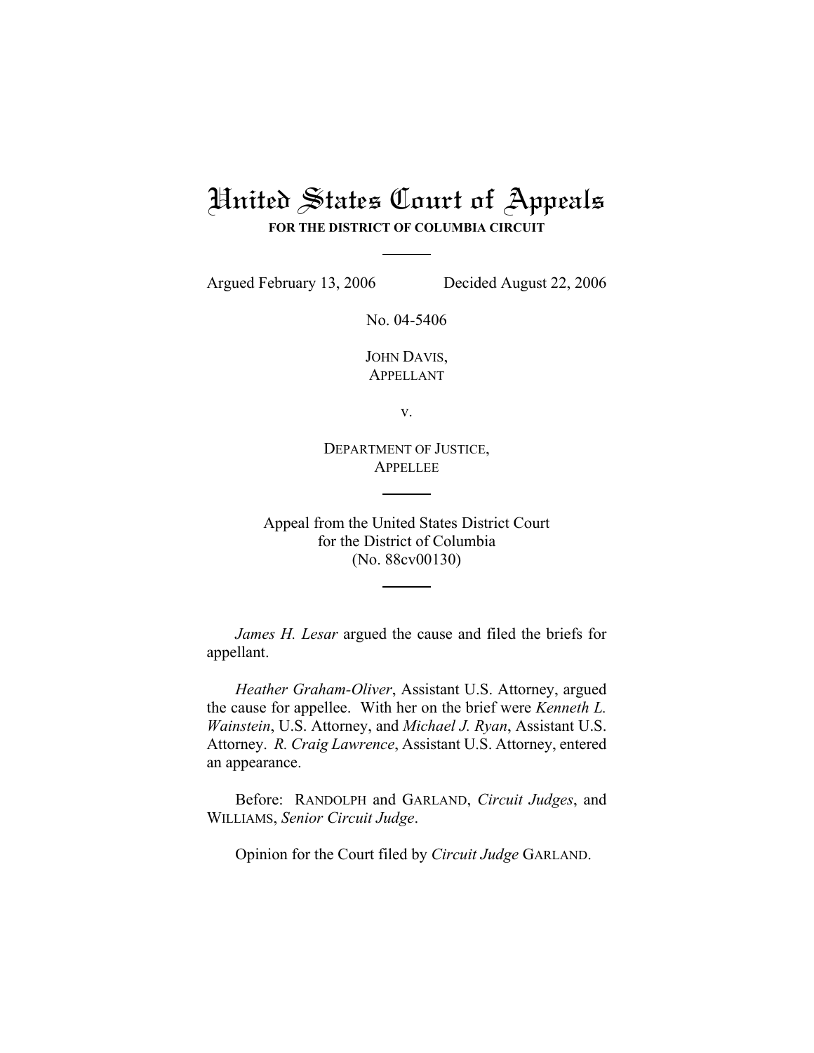# United States Court of Appeals

**FOR THE DISTRICT OF COLUMBIA CIRCUIT**

Argued February 13, 2006 Decided August 22, 2006

No. 04-5406

JOHN DAVIS,
APPELLANT

v.

DEPARTMENT OF JUSTICE,
APPELLEE

Appeal from the United States District Court
for the District of Columbia
(No. 88cv00130)

*James H. Lesar* argued the cause and filed the briefs for appellant.

*Heather Graham-Oliver*, Assistant U.S. Attorney, argued the cause for appellee. With her on the brief were *Kenneth L. Wainstein*, U.S. Attorney, and *Michael J. Ryan*, Assistant U.S. Attorney. *R. Craig Lawrence*, Assistant U.S. Attorney, entered an appearance.

Before: RANDOLPH and GARLAND, *Circuit Judges*, and WILLIAMS, *Senior Circuit Judge*.

Opinion for the Court filed by *Circuit Judge* GARLAND.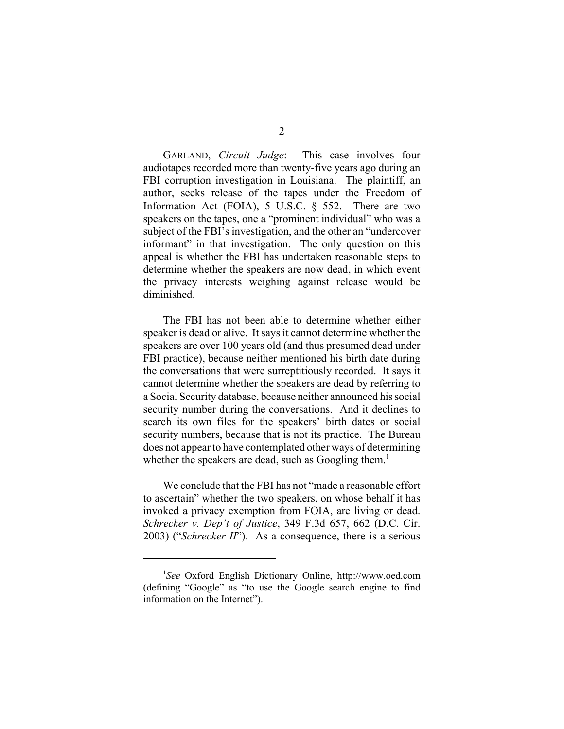GARLAND, *Circuit Judge*: This case involves four audiotapes recorded more than twenty-five years ago during an FBI corruption investigation in Louisiana. The plaintiff, an author, seeks release of the tapes under the Freedom of Information Act (FOIA), 5 U.S.C. § 552. There are two speakers on the tapes, one a "prominent individual" who was a subject of the FBI's investigation, and the other an "undercover informant" in that investigation. The only question on this appeal is whether the FBI has undertaken reasonable steps to determine whether the speakers are now dead, in which event the privacy interests weighing against release would be diminished.

The FBI has not been able to determine whether either speaker is dead or alive. It says it cannot determine whether the speakers are over 100 years old (and thus presumed dead under FBI practice), because neither mentioned his birth date during the conversations that were surreptitiously recorded. It says it cannot determine whether the speakers are dead by referring to a Social Security database, because neither announced his social security number during the conversations. And it declines to search its own files for the speakers' birth dates or social security numbers, because that is not its practice. The Bureau does not appear to have contemplated other ways of determining whether the speakers are dead, such as Googling them.[1]

We conclude that the FBI has not "made a reasonable effort to ascertain" whether the two speakers, on whose behalf it has invoked a privacy exemption from FOIA, are living or dead. *Schrecker v. Dep't of Justice*, 349 F.3d 657, 662 (D.C. Cir. 2003) ("*Schrecker II*"). As a consequence, there is a serious

---

[1] *See* Oxford English Dictionary Online, http://www.oed.com (defining "Google" as "to use the Google search engine to find information on the Internet").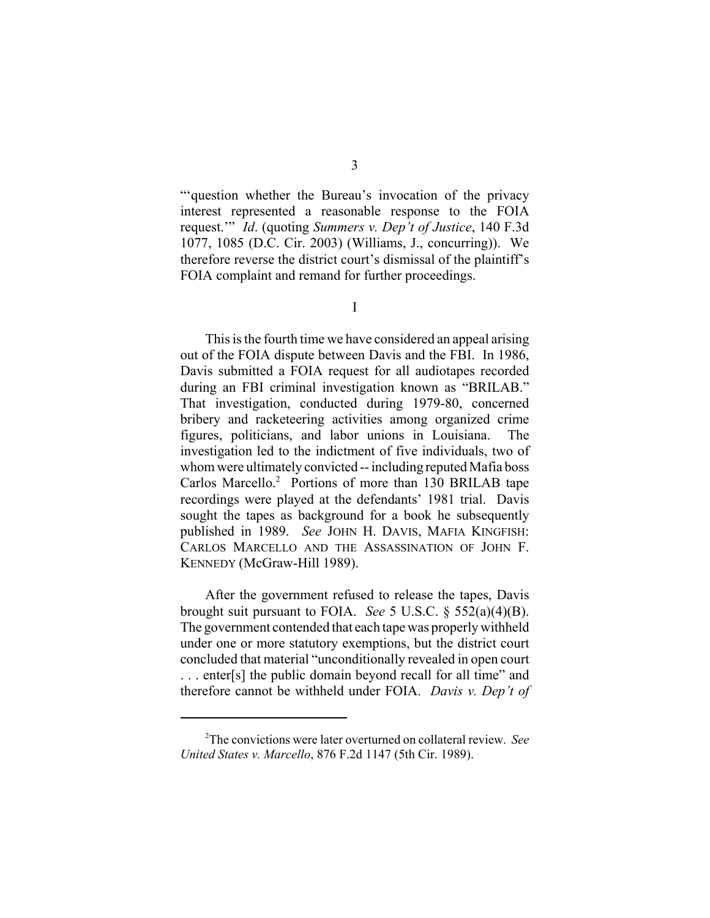"'question whether the Bureau's invocation of the privacy interest represented a reasonable response to the FOIA request.'" *Id*. (quoting *Summers v. Dep't of Justice*, 140 F.3d 1077, 1085 (D.C. Cir. 2003) (Williams, J., concurring)). We therefore reverse the district court's dismissal of the plaintiff's FOIA complaint and remand for further proceedings.

## I

This is the fourth time we have considered an appeal arising out of the FOIA dispute between Davis and the FBI. In 1986, Davis submitted a FOIA request for all audiotapes recorded during an FBI criminal investigation known as "BRILAB." That investigation, conducted during 1979-80, concerned bribery and racketeering activities among organized crime figures, politicians, and labor unions in Louisiana. The investigation led to the indictment of five individuals, two of whom were ultimately convicted -- including reputed Mafia boss Carlos Marcello.[2] Portions of more than 130 BRILAB tape recordings were played at the defendants' 1981 trial. Davis sought the tapes as background for a book he subsequently published in 1989. *See* JOHN H. DAVIS, MAFIA KINGFISH: CARLOS MARCELLO AND THE ASSASSINATION OF JOHN F. KENNEDY (McGraw-Hill 1989).

After the government refused to release the tapes, Davis brought suit pursuant to FOIA. *See* 5 U.S.C. § 552(a)(4)(B). The government contended that each tape was properly withheld under one or more statutory exemptions, but the district court concluded that material "unconditionally revealed in open court . . . enter[s] the public domain beyond recall for all time" and therefore cannot be withheld under FOIA. *Davis v. Dep't of*

[2]The convictions were later overturned on collateral review. *See United States v. Marcello*, 876 F.2d 1147 (5th Cir. 1989).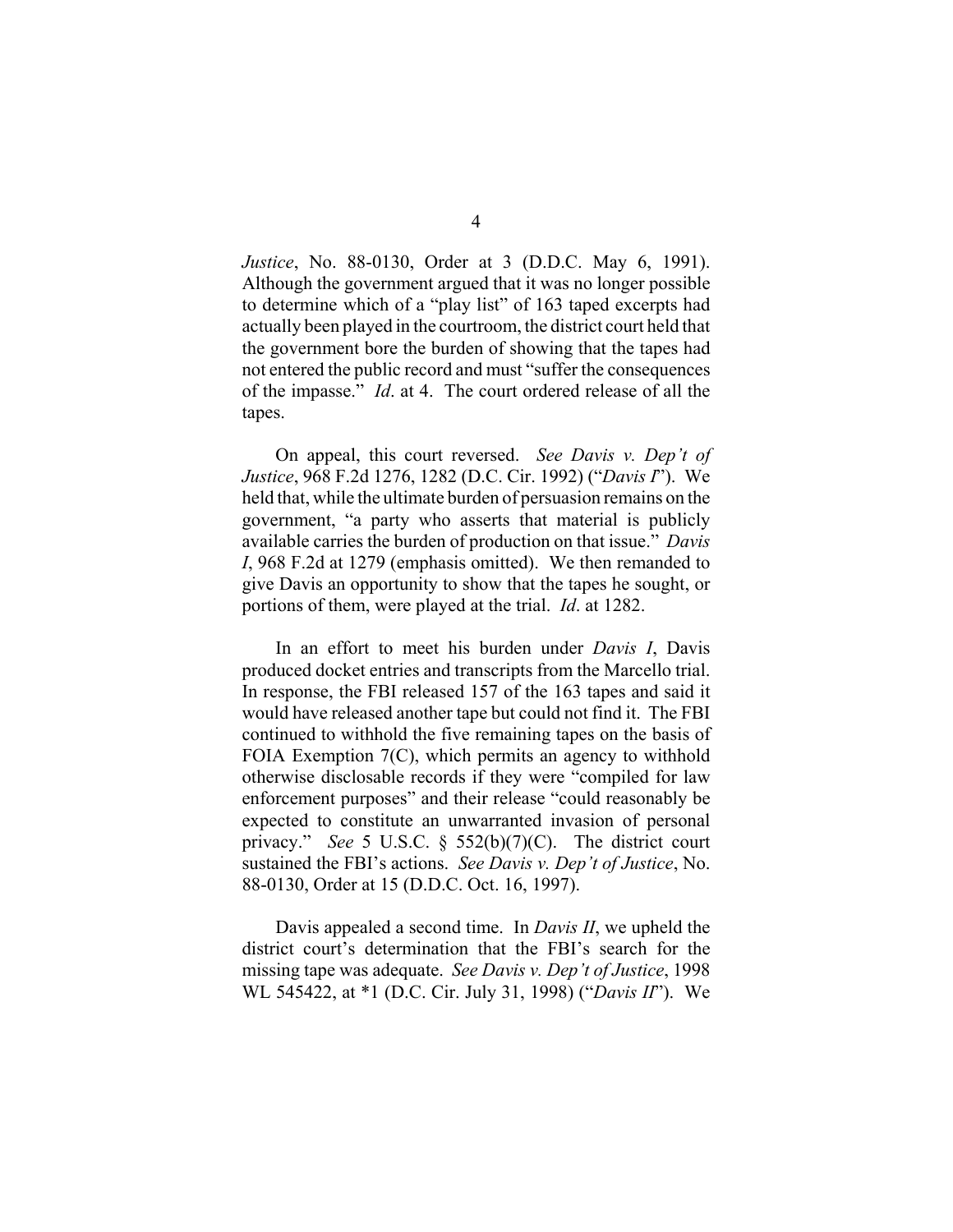*Justice*, No. 88-0130, Order at 3 (D.D.C. May 6, 1991). Although the government argued that it was no longer possible to determine which of a "play list" of 163 taped excerpts had actually been played in the courtroom, the district court held that the government bore the burden of showing that the tapes had not entered the public record and must "suffer the consequences of the impasse." *Id*. at 4. The court ordered release of all the tapes.

On appeal, this court reversed. *See Davis v. Dep't of Justice*, 968 F.2d 1276, 1282 (D.C. Cir. 1992) ("*Davis I*"). We held that, while the ultimate burden of persuasion remains on the government, "a party who asserts that material is publicly available carries the burden of production on that issue." *Davis I*, 968 F.2d at 1279 (emphasis omitted). We then remanded to give Davis an opportunity to show that the tapes he sought, or portions of them, were played at the trial. *Id*. at 1282.

In an effort to meet his burden under *Davis I*, Davis produced docket entries and transcripts from the Marcello trial. In response, the FBI released 157 of the 163 tapes and said it would have released another tape but could not find it. The FBI continued to withhold the five remaining tapes on the basis of FOIA Exemption 7(C), which permits an agency to withhold otherwise disclosable records if they were "compiled for law enforcement purposes" and their release "could reasonably be expected to constitute an unwarranted invasion of personal privacy." *See* 5 U.S.C. § 552(b)(7)(C). The district court sustained the FBI's actions. *See Davis v. Dep't of Justice*, No. 88-0130, Order at 15 (D.D.C. Oct. 16, 1997).

Davis appealed a second time. In *Davis II*, we upheld the district court's determination that the FBI's search for the missing tape was adequate. *See Davis v. Dep't of Justice*, 1998 WL 545422, at *1 (D.C. Cir. July 31, 1998) ("*Davis II*"). We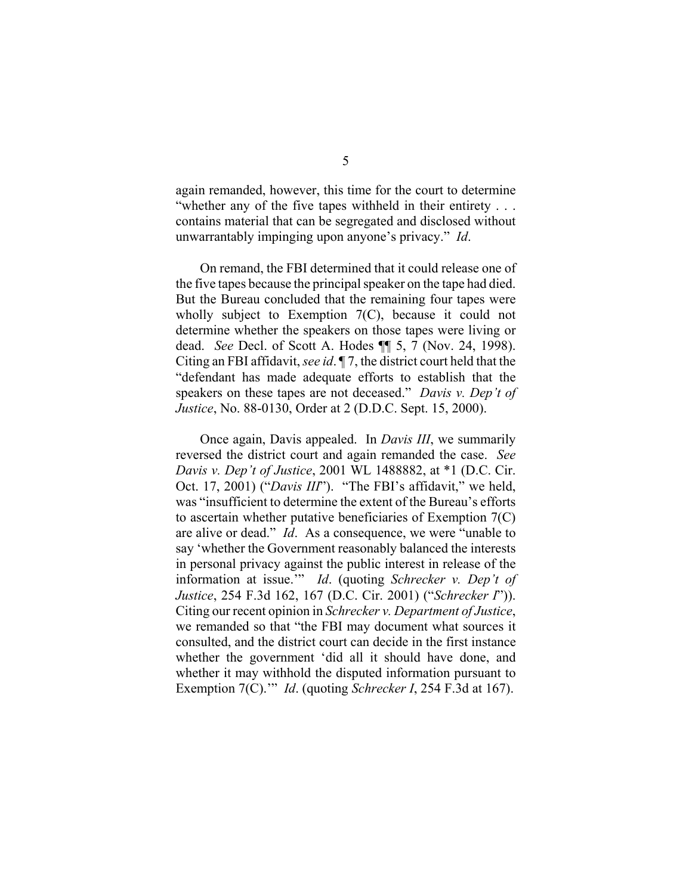again remanded, however, this time for the court to determine "whether any of the five tapes withheld in their entirety . . . contains material that can be segregated and disclosed without unwarrantably impinging upon anyone's privacy." *Id*.

On remand, the FBI determined that it could release one of the five tapes because the principal speaker on the tape had died. But the Bureau concluded that the remaining four tapes were wholly subject to Exemption 7(C), because it could not determine whether the speakers on those tapes were living or dead. *See* Decl. of Scott A. Hodes ¶¶ 5, 7 (Nov. 24, 1998). Citing an FBI affidavit, *see id*. ¶ 7, the district court held that the "defendant has made adequate efforts to establish that the speakers on these tapes are not deceased." *Davis v. Dep't of Justice*, No. 88-0130, Order at 2 (D.D.C. Sept. 15, 2000).

Once again, Davis appealed. In *Davis III*, we summarily reversed the district court and again remanded the case. *See Davis v. Dep't of Justice*, 2001 WL 1488882, at *1 (D.C. Cir. Oct. 17, 2001) ("*Davis III*"). "The FBI's affidavit," we held, was "insufficient to determine the extent of the Bureau's efforts to ascertain whether putative beneficiaries of Exemption 7(C) are alive or dead." *Id*. As a consequence, we were "unable to say 'whether the Government reasonably balanced the interests in personal privacy against the public interest in release of the information at issue.'" *Id*. (quoting *Schrecker v. Dep't of Justice*, 254 F.3d 162, 167 (D.C. Cir. 2001) ("*Schrecker I*")). Citing our recent opinion in *Schrecker v. Department of Justice*, we remanded so that "the FBI may document what sources it consulted, and the district court can decide in the first instance whether the government 'did all it should have done, and whether it may withhold the disputed information pursuant to Exemption 7(C).'" *Id*. (quoting *Schrecker I*, 254 F.3d at 167).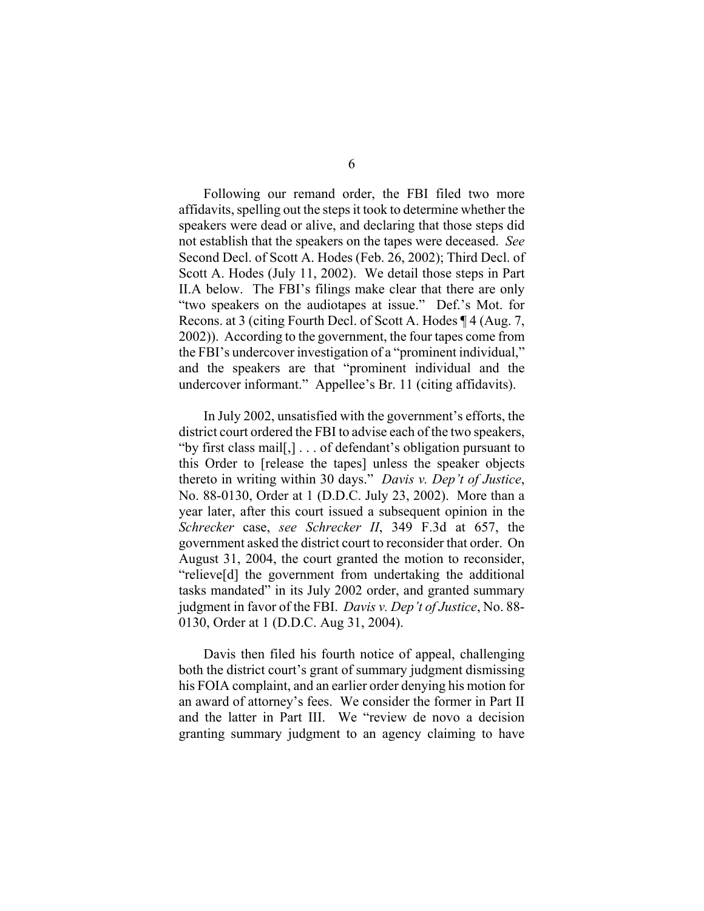Following our remand order, the FBI filed two more affidavits, spelling out the steps it took to determine whether the speakers were dead or alive, and declaring that those steps did not establish that the speakers on the tapes were deceased. *See* Second Decl. of Scott A. Hodes (Feb. 26, 2002); Third Decl. of Scott A. Hodes (July 11, 2002). We detail those steps in Part II.A below. The FBI's filings make clear that there are only "two speakers on the audiotapes at issue." Def.'s Mot. for Recons. at 3 (citing Fourth Decl. of Scott A. Hodes ¶ 4 (Aug. 7, 2002)). According to the government, the four tapes come from the FBI's undercover investigation of a "prominent individual," and the speakers are that "prominent individual and the undercover informant." Appellee's Br. 11 (citing affidavits).

In July 2002, unsatisfied with the government's efforts, the district court ordered the FBI to advise each of the two speakers, "by first class mail[,] . . . of defendant's obligation pursuant to this Order to [release the tapes] unless the speaker objects thereto in writing within 30 days." *Davis v. Dep't of Justice*, No. 88-0130, Order at 1 (D.D.C. July 23, 2002). More than a year later, after this court issued a subsequent opinion in the *Schrecker* case, *see Schrecker II*, 349 F.3d at 657, the government asked the district court to reconsider that order. On August 31, 2004, the court granted the motion to reconsider, "relieve[d] the government from undertaking the additional tasks mandated" in its July 2002 order, and granted summary judgment in favor of the FBI. *Davis v. Dep't of Justice*, No. 88-0130, Order at 1 (D.D.C. Aug 31, 2004).

Davis then filed his fourth notice of appeal, challenging both the district court's grant of summary judgment dismissing his FOIA complaint, and an earlier order denying his motion for an award of attorney's fees. We consider the former in Part II and the latter in Part III. We "review de novo a decision granting summary judgment to an agency claiming to have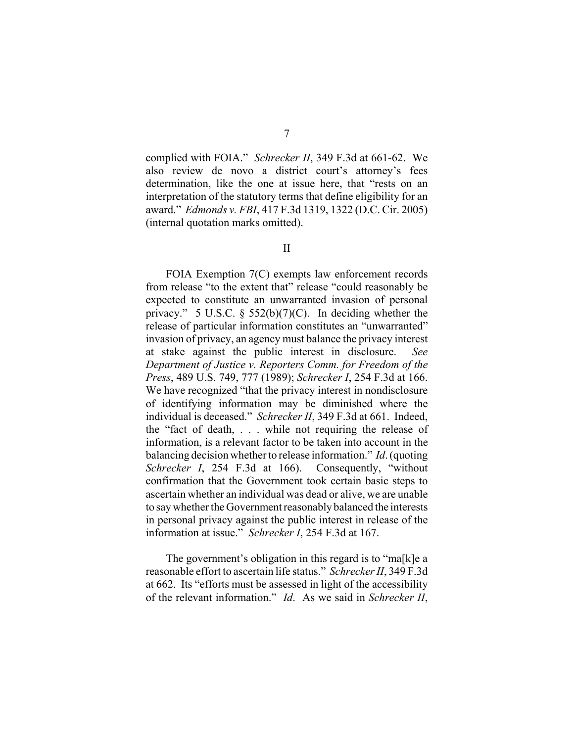complied with FOIA." *Schrecker II*, 349 F.3d at 661-62. We also review de novo a district court's attorney's fees determination, like the one at issue here, that "rests on an interpretation of the statutory terms that define eligibility for an award." *Edmonds v. FBI*, 417 F.3d 1319, 1322 (D.C. Cir. 2005) (internal quotation marks omitted).

## II

FOIA Exemption 7(C) exempts law enforcement records from release "to the extent that" release "could reasonably be expected to constitute an unwarranted invasion of personal privacy." 5 U.S.C. § 552(b)(7)(C). In deciding whether the release of particular information constitutes an "unwarranted" invasion of privacy, an agency must balance the privacy interest at stake against the public interest in disclosure. *See Department of Justice v. Reporters Comm. for Freedom of the Press*, 489 U.S. 749, 777 (1989); *Schrecker I*, 254 F.3d at 166. We have recognized "that the privacy interest in nondisclosure of identifying information may be diminished where the individual is deceased." *Schrecker II*, 349 F.3d at 661. Indeed, the "fact of death, . . . while not requiring the release of information, is a relevant factor to be taken into account in the balancing decision whether to release information." *Id*. (quoting *Schrecker I*, 254 F.3d at 166). Consequently, "without confirmation that the Government took certain basic steps to ascertain whether an individual was dead or alive, we are unable to say whether the Government reasonably balanced the interests in personal privacy against the public interest in release of the information at issue." *Schrecker I*, 254 F.3d at 167.

The government's obligation in this regard is to "ma[k]e a reasonable effort to ascertain life status." *Schrecker II*, 349 F.3d at 662. Its "efforts must be assessed in light of the accessibility of the relevant information." *Id*. As we said in *Schrecker II*,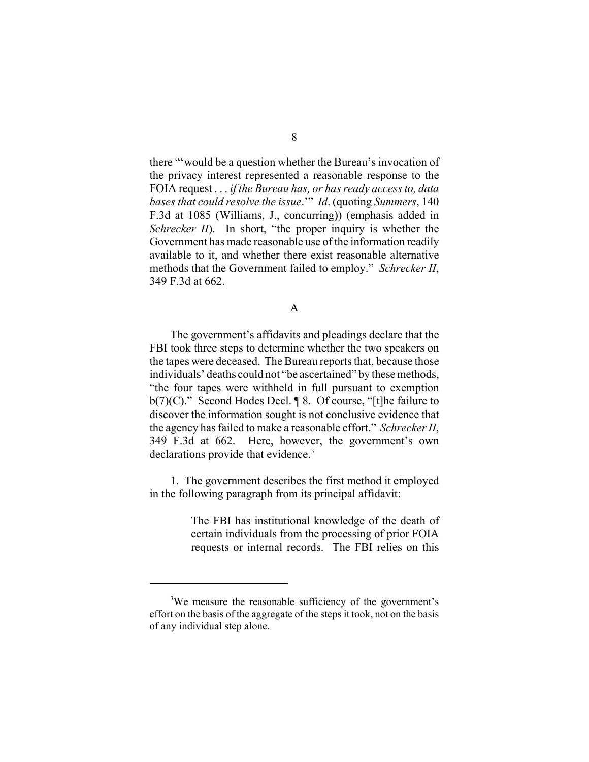there "'would be a question whether the Bureau's invocation of the privacy interest represented a reasonable response to the FOIA request . . . *if the Bureau has, or has ready access to, data bases that could resolve the issue*.'" *Id*. (quoting *Summers*, 140 F.3d at 1085 (Williams, J., concurring)) (emphasis added in *Schrecker II*). In short, "the proper inquiry is whether the Government has made reasonable use of the information readily available to it, and whether there exist reasonable alternative methods that the Government failed to employ." *Schrecker II*, 349 F.3d at 662.

## A

The government's affidavits and pleadings declare that the FBI took three steps to determine whether the two speakers on the tapes were deceased. The Bureau reports that, because those individuals' deaths could not "be ascertained" by these methods, "the four tapes were withheld in full pursuant to exemption b(7)(C)." Second Hodes Decl. ¶ 8. Of course, "[t]he failure to discover the information sought is not conclusive evidence that the agency has failed to make a reasonable effort." *Schrecker II*, 349 F.3d at 662. Here, however, the government's own declarations provide that evidence.[3]

1. The government describes the first method it employed in the following paragraph from its principal affidavit:

> The FBI has institutional knowledge of the death of certain individuals from the processing of prior FOIA requests or internal records. The FBI relies on this

---

[3]We measure the reasonable sufficiency of the government's effort on the basis of the aggregate of the steps it took, not on the basis of any individual step alone.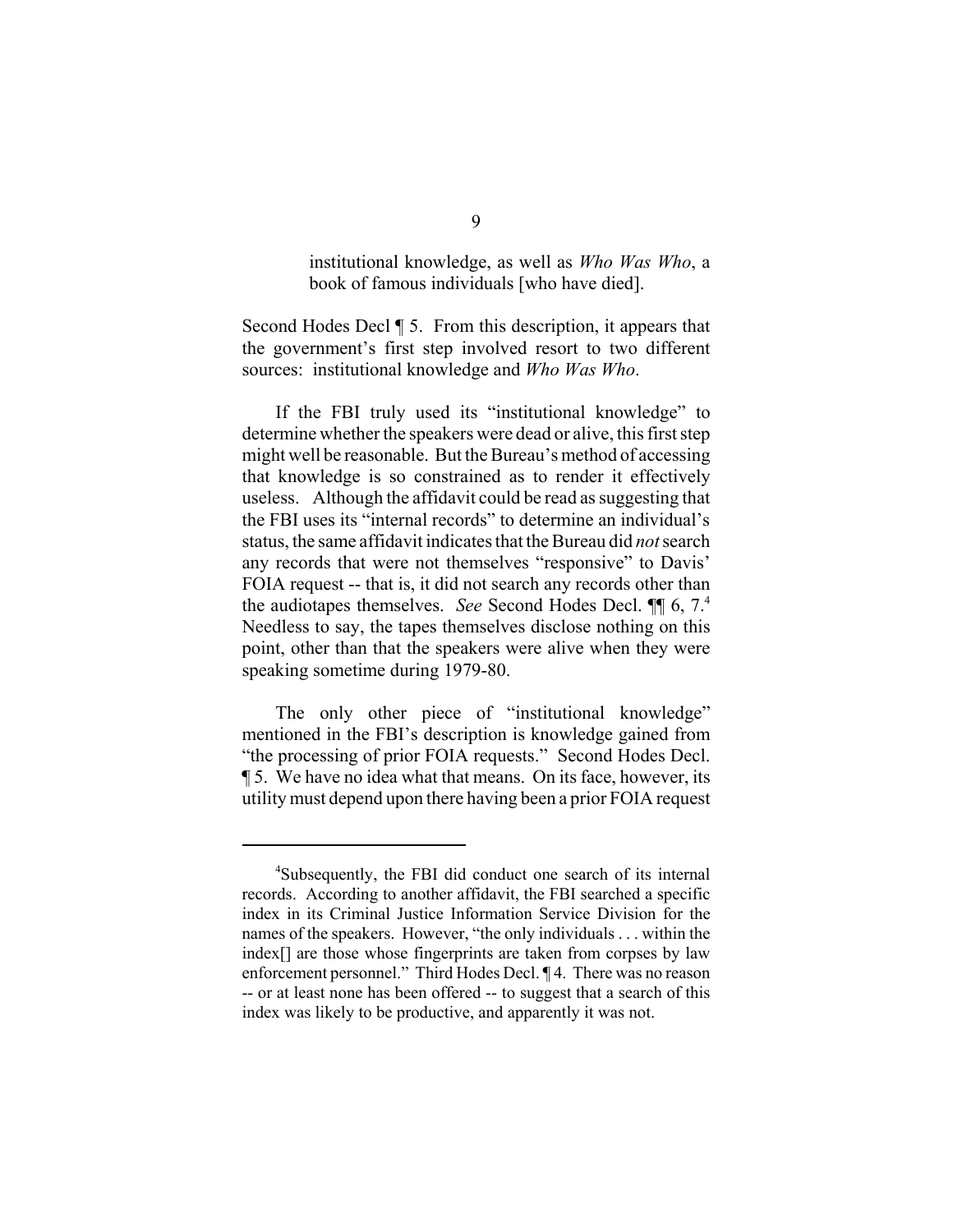> institutional knowledge, as well as *Who Was Who*, a book of famous individuals [who have died].

Second Hodes Decl ¶ 5. From this description, it appears that the government's first step involved resort to two different sources: institutional knowledge and *Who Was Who*.

If the FBI truly used its "institutional knowledge" to determine whether the speakers were dead or alive, this first step might well be reasonable. But the Bureau's method of accessing that knowledge is so constrained as to render it effectively useless. Although the affidavit could be read as suggesting that the FBI uses its "internal records" to determine an individual's status, the same affidavit indicates that the Bureau did *not* search any records that were not themselves "responsive" to Davis' FOIA request -- that is, it did not search any records other than the audiotapes themselves. *See* Second Hodes Decl. ¶¶ 6, 7.[4] Needless to say, the tapes themselves disclose nothing on this point, other than that the speakers were alive when they were speaking sometime during 1979-80.

The only other piece of "institutional knowledge" mentioned in the FBI's description is knowledge gained from "the processing of prior FOIA requests." Second Hodes Decl. ¶ 5. We have no idea what that means. On its face, however, its utility must depend upon there having been a prior FOIA request

---

[4]Subsequently, the FBI did conduct one search of its internal records. According to another affidavit, the FBI searched a specific index in its Criminal Justice Information Service Division for the names of the speakers. However, "the only individuals . . . within the index[] are those whose fingerprints are taken from corpses by law enforcement personnel." Third Hodes Decl. ¶ 4. There was no reason -- or at least none has been offered -- to suggest that a search of this index was likely to be productive, and apparently it was not.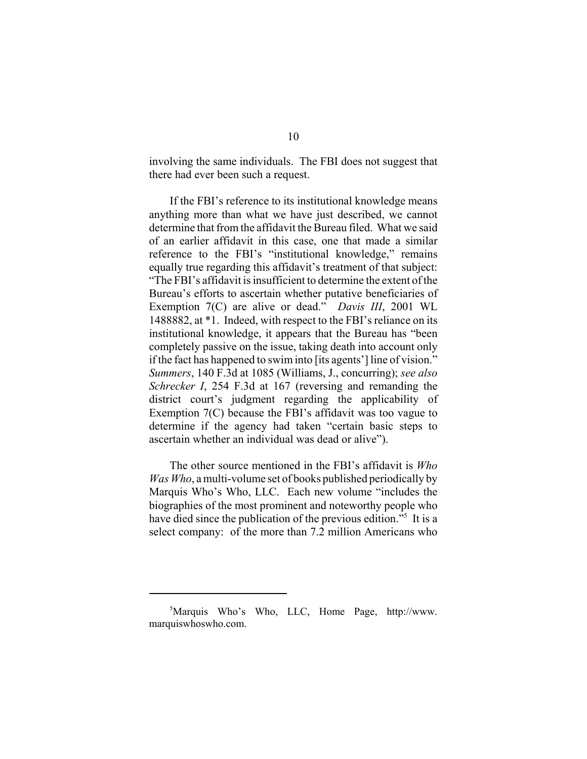involving the same individuals. The FBI does not suggest that there had ever been such a request.

If the FBI's reference to its institutional knowledge means anything more than what we have just described, we cannot determine that from the affidavit the Bureau filed. What we said of an earlier affidavit in this case, one that made a similar reference to the FBI's "institutional knowledge," remains equally true regarding this affidavit's treatment of that subject: "The FBI's affidavit is insufficient to determine the extent of the Bureau's efforts to ascertain whether putative beneficiaries of Exemption 7(C) are alive or dead." *Davis III*, 2001 WL 1488882, at *1. Indeed, with respect to the FBI's reliance on its institutional knowledge, it appears that the Bureau has "been completely passive on the issue, taking death into account only if the fact has happened to swim into [its agents'] line of vision." *Summers*, 140 F.3d at 1085 (Williams, J., concurring); *see also Schrecker I*, 254 F.3d at 167 (reversing and remanding the district court's judgment regarding the applicability of Exemption 7(C) because the FBI's affidavit was too vague to determine if the agency had taken "certain basic steps to ascertain whether an individual was dead or alive").

The other source mentioned in the FBI's affidavit is *Who Was Who*, a multi-volume set of books published periodically by Marquis Who's Who, LLC. Each new volume "includes the biographies of the most prominent and noteworthy people who have died since the publication of the previous edition."[5] It is a select company: of the more than 7.2 million Americans who

---

[5]Marquis Who's Who, LLC, Home Page, http://www.marquiswhoswho.com.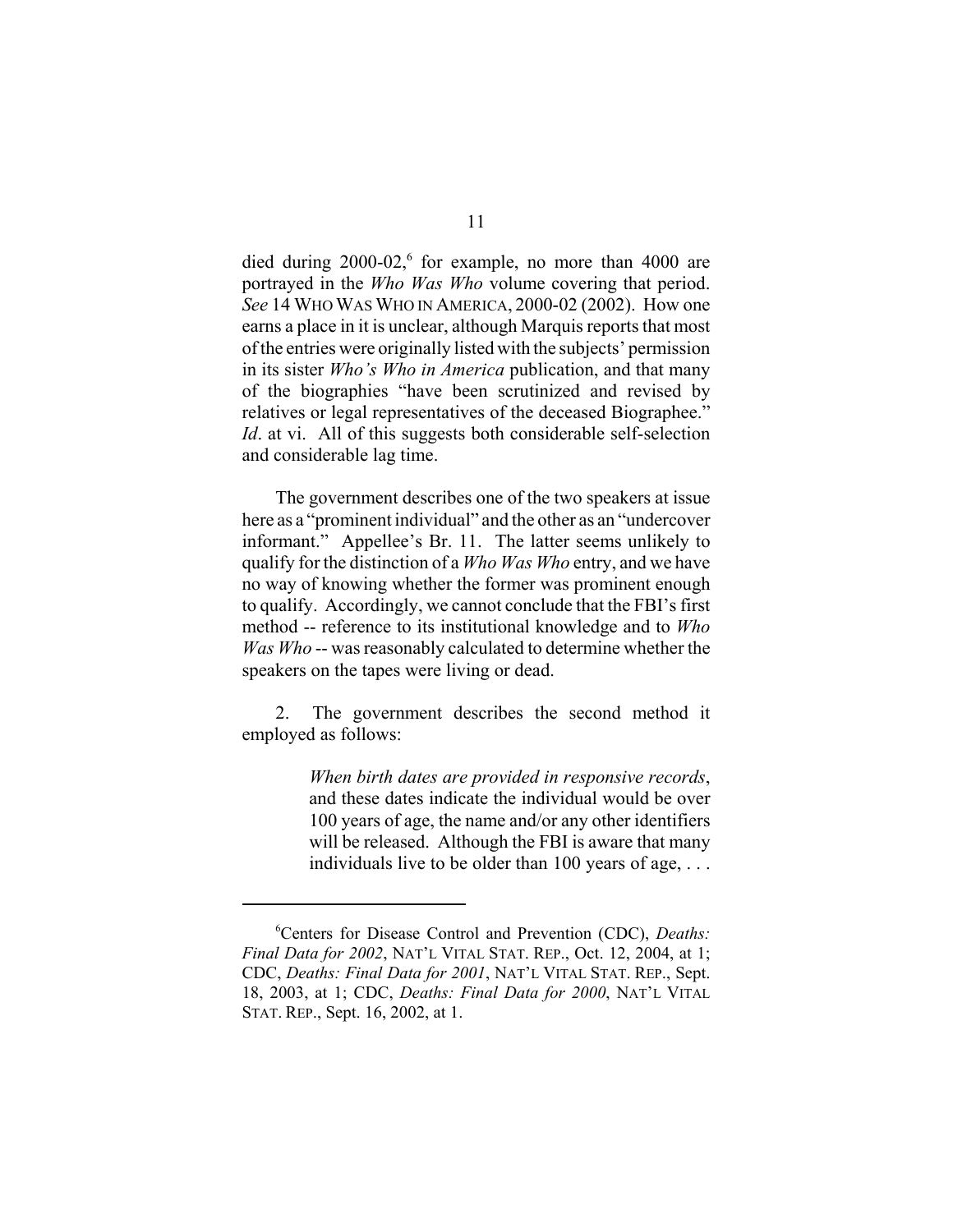died during 2000-02,[6] for example, no more than 4000 are portrayed in the *Who Was Who* volume covering that period. *See* 14 WHO WAS WHO IN AMERICA, 2000-02 (2002). How one earns a place in it is unclear, although Marquis reports that most of the entries were originally listed with the subjects' permission in its sister *Who's Who in America* publication, and that many of the biographies "have been scrutinized and revised by relatives or legal representatives of the deceased Biographee." *Id*. at vi. All of this suggests both considerable self-selection and considerable lag time.

The government describes one of the two speakers at issue here as a "prominent individual" and the other as an "undercover informant." Appellee's Br. 11. The latter seems unlikely to qualify for the distinction of a *Who Was Who* entry, and we have no way of knowing whether the former was prominent enough to qualify. Accordingly, we cannot conclude that the FBI's first method -- reference to its institutional knowledge and to *Who Was Who* -- was reasonably calculated to determine whether the speakers on the tapes were living or dead.

2. The government describes the second method it employed as follows:

> *When birth dates are provided in responsive records*, and these dates indicate the individual would be over 100 years of age, the name and/or any other identifiers will be released. Although the FBI is aware that many individuals live to be older than 100 years of age, . . .

---

[6] Centers for Disease Control and Prevention (CDC), *Deaths: Final Data for 2002*, NAT'L VITAL STAT. REP., Oct. 12, 2004, at 1; CDC, *Deaths: Final Data for 2001*, NAT'L VITAL STAT. REP., Sept. 18, 2003, at 1; CDC, *Deaths: Final Data for 2000*, NAT'L VITAL STAT. REP., Sept. 16, 2002, at 1.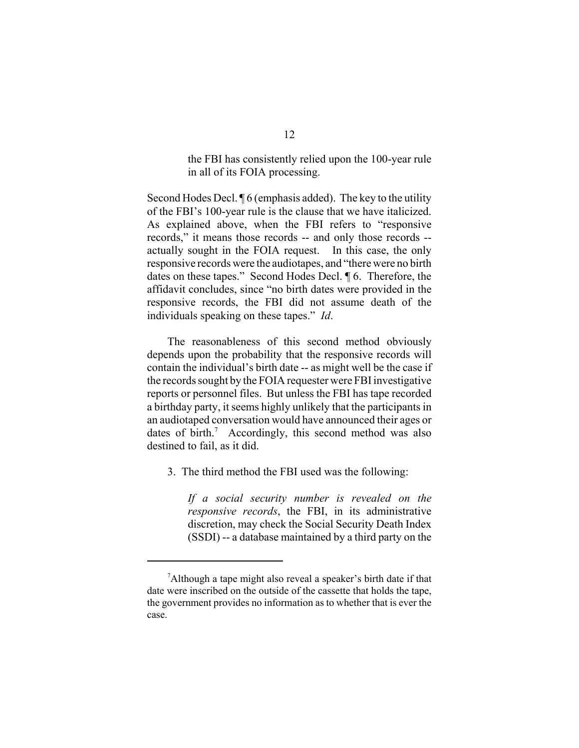> the FBI has consistently relied upon the 100-year rule in all of its FOIA processing.

Second Hodes Decl. ¶ 6 (emphasis added). The key to the utility of the FBI's 100-year rule is the clause that we have italicized. As explained above, when the FBI refers to "responsive records," it means those records -- and only those records -- actually sought in the FOIA request. In this case, the only responsive records were the audiotapes, and "there were no birth dates on these tapes." Second Hodes Decl. ¶ 6. Therefore, the affidavit concludes, since "no birth dates were provided in the responsive records, the FBI did not assume death of the individuals speaking on these tapes." *Id*.

The reasonableness of this second method obviously depends upon the probability that the responsive records will contain the individual's birth date -- as might well be the case if the records sought by the FOIA requester were FBI investigative reports or personnel files. But unless the FBI has tape recorded a birthday party, it seems highly unlikely that the participants in an audiotaped conversation would have announced their ages or dates of birth.[7] Accordingly, this second method was also destined to fail, as it did.

3. The third method the FBI used was the following:

> *If a social security number is revealed on the responsive records*, the FBI, in its administrative discretion, may check the Social Security Death Index (SSDI) -- a database maintained by a third party on the

---

[7] Although a tape might also reveal a speaker's birth date if that date were inscribed on the outside of the cassette that holds the tape, the government provides no information as to whether that is ever the case.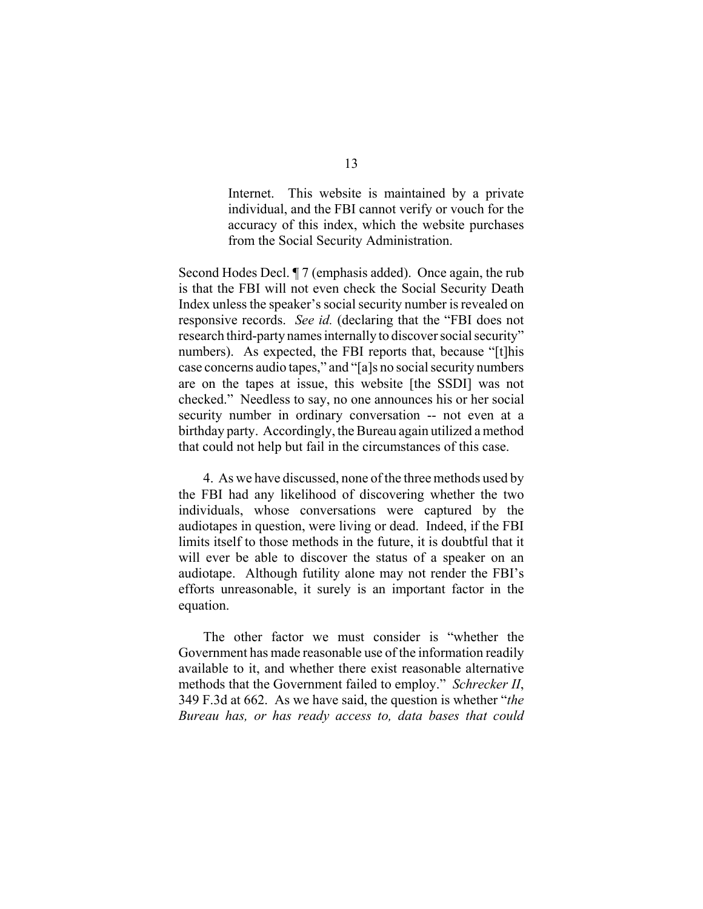> Internet. This website is maintained by a private individual, and the FBI cannot verify or vouch for the accuracy of this index, which the website purchases from the Social Security Administration.

Second Hodes Decl. ¶ 7 (emphasis added). Once again, the rub is that the FBI will not even check the Social Security Death Index unless the speaker's social security number is revealed on responsive records. *See id.* (declaring that the "FBI does not research third-party names internally to discover social security" numbers). As expected, the FBI reports that, because "[t]his case concerns audio tapes," and "[a]s no social security numbers are on the tapes at issue, this website [the SSDI] was not checked." Needless to say, no one announces his or her social security number in ordinary conversation -- not even at a birthday party. Accordingly, the Bureau again utilized a method that could not help but fail in the circumstances of this case.

4. As we have discussed, none of the three methods used by the FBI had any likelihood of discovering whether the two individuals, whose conversations were captured by the audiotapes in question, were living or dead. Indeed, if the FBI limits itself to those methods in the future, it is doubtful that it will ever be able to discover the status of a speaker on an audiotape. Although futility alone may not render the FBI's efforts unreasonable, it surely is an important factor in the equation.

The other factor we must consider is "whether the Government has made reasonable use of the information readily available to it, and whether there exist reasonable alternative methods that the Government failed to employ." *Schrecker II*, 349 F.3d at 662. As we have said, the question is whether "*the Bureau has, or has ready access to, data bases that could*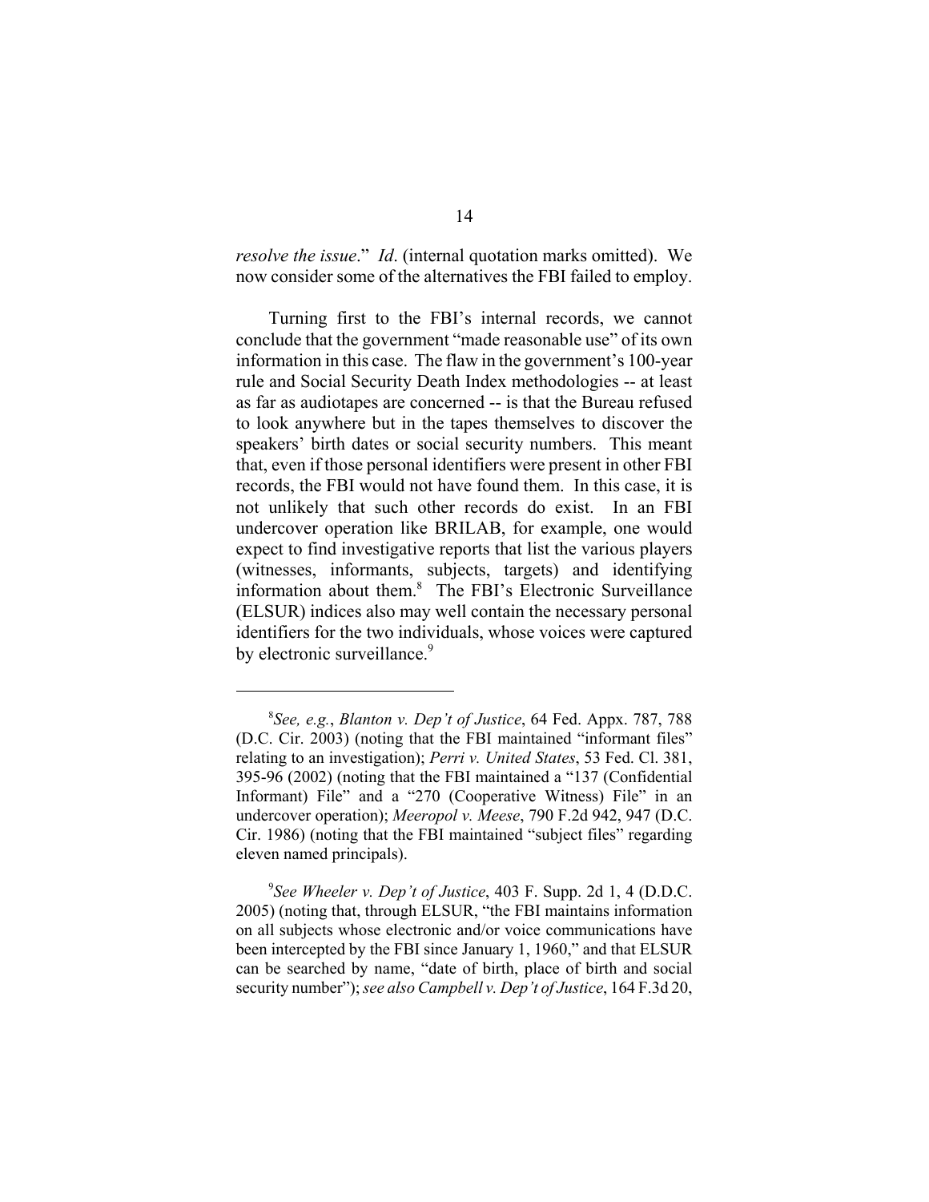*resolve the issue*." *Id*. (internal quotation marks omitted). We now consider some of the alternatives the FBI failed to employ.

Turning first to the FBI's internal records, we cannot conclude that the government "made reasonable use" of its own information in this case. The flaw in the government's 100-year rule and Social Security Death Index methodologies -- at least as far as audiotapes are concerned -- is that the Bureau refused to look anywhere but in the tapes themselves to discover the speakers' birth dates or social security numbers. This meant that, even if those personal identifiers were present in other FBI records, the FBI would not have found them. In this case, it is not unlikely that such other records do exist. In an FBI undercover operation like BRILAB, for example, one would expect to find investigative reports that list the various players (witnesses, informants, subjects, targets) and identifying information about them.[8] The FBI's Electronic Surveillance (ELSUR) indices also may well contain the necessary personal identifiers for the two individuals, whose voices were captured by electronic surveillance.[9]

---

[8]*See, e.g.*, *Blanton v. Dep't of Justice*, 64 Fed. Appx. 787, 788 (D.C. Cir. 2003) (noting that the FBI maintained "informant files" relating to an investigation); *Perri v. United States*, 53 Fed. Cl. 381, 395-96 (2002) (noting that the FBI maintained a "137 (Confidential Informant) File" and a "270 (Cooperative Witness) File" in an undercover operation); *Meeropol v. Meese*, 790 F.2d 942, 947 (D.C. Cir. 1986) (noting that the FBI maintained "subject files" regarding eleven named principals).

[9]*See Wheeler v. Dep't of Justice*, 403 F. Supp. 2d 1, 4 (D.D.C. 2005) (noting that, through ELSUR, "the FBI maintains information on all subjects whose electronic and/or voice communications have been intercepted by the FBI since January 1, 1960," and that ELSUR can be searched by name, "date of birth, place of birth and social security number"); *see also Campbell v. Dep't of Justice*, 164 F.3d 20,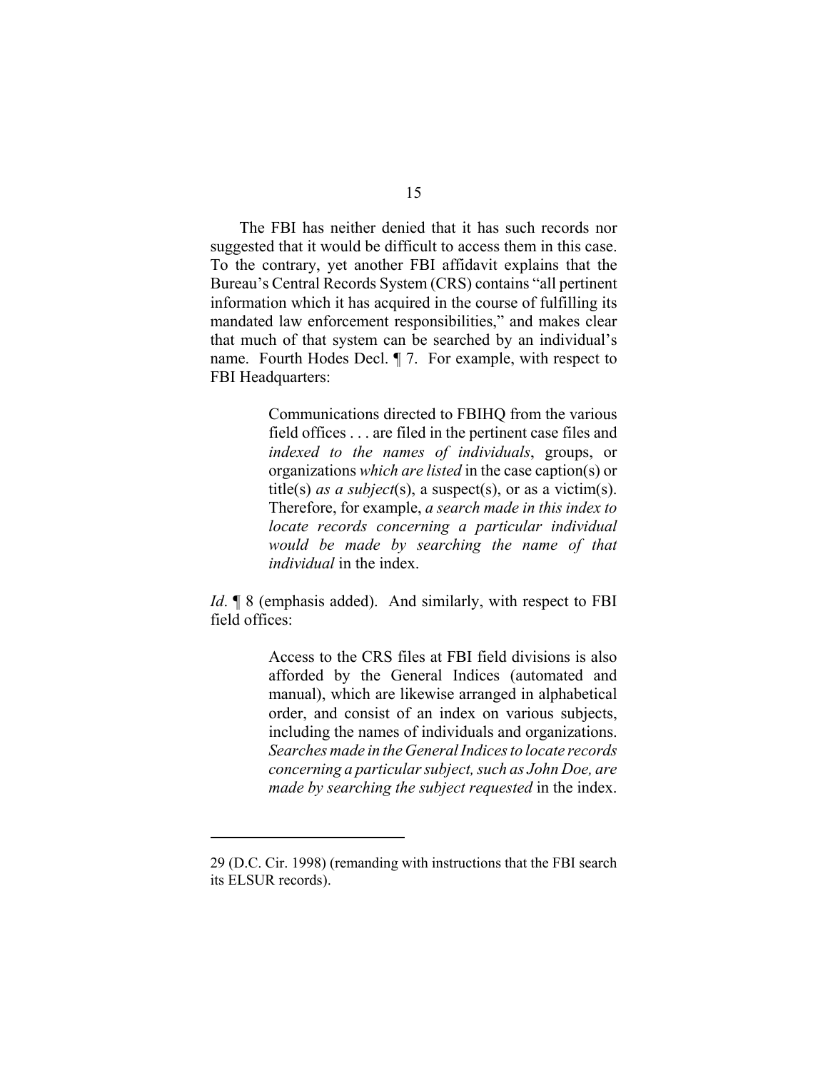The FBI has neither denied that it has such records nor suggested that it would be difficult to access them in this case. To the contrary, yet another FBI affidavit explains that the Bureau's Central Records System (CRS) contains "all pertinent information which it has acquired in the course of fulfilling its mandated law enforcement responsibilities," and makes clear that much of that system can be searched by an individual's name. Fourth Hodes Decl. ¶ 7. For example, with respect to FBI Headquarters:

> Communications directed to FBIHQ from the various field offices . . . are filed in the pertinent case files and *indexed to the names of individuals*, groups, or organizations *which are listed* in the case caption(s) or title(s) *as a subject*(s), a suspect(s), or as a victim(s). Therefore, for example, *a search made in this index to locate records concerning a particular individual would be made by searching the name of that individual* in the index.

*Id*. ¶ 8 (emphasis added). And similarly, with respect to FBI field offices:

> Access to the CRS files at FBI field divisions is also afforded by the General Indices (automated and manual), which are likewise arranged in alphabetical order, and consist of an index on various subjects, including the names of individuals and organizations. *Searches made in the General Indices to locate records concerning a particular subject, such as John Doe, are made by searching the subject requested* in the index.

---

29 (D.C. Cir. 1998) (remanding with instructions that the FBI search its ELSUR records).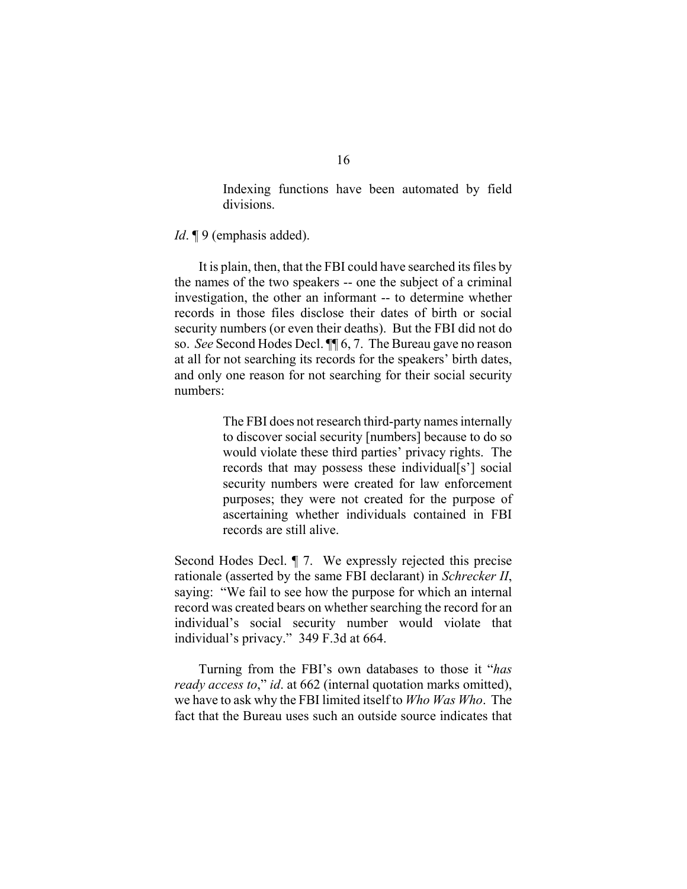> Indexing functions have been automated by field divisions.

*Id*. ¶ 9 (emphasis added).

It is plain, then, that the FBI could have searched its files by the names of the two speakers -- one the subject of a criminal investigation, the other an informant -- to determine whether records in those files disclose their dates of birth or social security numbers (or even their deaths). But the FBI did not do so. *See* Second Hodes Decl. ¶¶ 6, 7. The Bureau gave no reason at all for not searching its records for the speakers' birth dates, and only one reason for not searching for their social security numbers:

> The FBI does not research third-party names internally to discover social security [numbers] because to do so would violate these third parties' privacy rights. The records that may possess these individual[s'] social security numbers were created for law enforcement purposes; they were not created for the purpose of ascertaining whether individuals contained in FBI records are still alive.

Second Hodes Decl. ¶ 7. We expressly rejected this precise rationale (asserted by the same FBI declarant) in *Schrecker II*, saying: "We fail to see how the purpose for which an internal record was created bears on whether searching the record for an individual's social security number would violate that individual's privacy." 349 F.3d at 664.

Turning from the FBI's own databases to those it "*has ready access to*," *id*. at 662 (internal quotation marks omitted), we have to ask why the FBI limited itself to *Who Was Who*. The fact that the Bureau uses such an outside source indicates that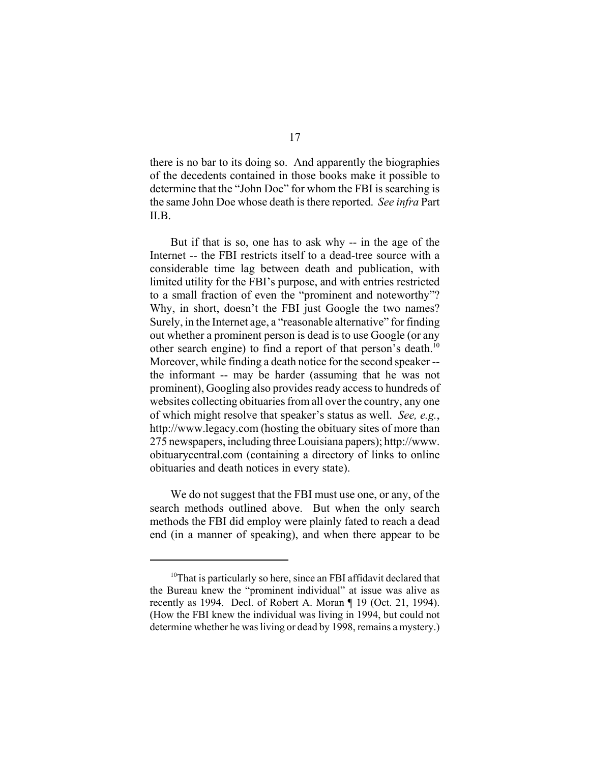there is no bar to its doing so. And apparently the biographies of the decedents contained in those books make it possible to determine that the "John Doe" for whom the FBI is searching is the same John Doe whose death is there reported. *See infra* Part II.B.

But if that is so, one has to ask why -- in the age of the Internet -- the FBI restricts itself to a dead-tree source with a considerable time lag between death and publication, with limited utility for the FBI's purpose, and with entries restricted to a small fraction of even the "prominent and noteworthy"? Why, in short, doesn't the FBI just Google the two names? Surely, in the Internet age, a "reasonable alternative" for finding out whether a prominent person is dead is to use Google (or any other search engine) to find a report of that person's death.[10] Moreover, while finding a death notice for the second speaker -- the informant -- may be harder (assuming that he was not prominent), Googling also provides ready access to hundreds of websites collecting obituaries from all over the country, any one of which might resolve that speaker's status as well. *See, e.g.*, http://www.legacy.com (hosting the obituary sites of more than 275 newspapers, including three Louisiana papers); http://www.obituarycentral.com (containing a directory of links to online obituaries and death notices in every state).

We do not suggest that the FBI must use one, or any, of the search methods outlined above. But when the only search methods the FBI did employ were plainly fated to reach a dead end (in a manner of speaking), and when there appear to be

---

[10]That is particularly so here, since an FBI affidavit declared that the Bureau knew the "prominent individual" at issue was alive as recently as 1994. Decl. of Robert A. Moran ¶ 19 (Oct. 21, 1994). (How the FBI knew the individual was living in 1994, but could not determine whether he was living or dead by 1998, remains a mystery.)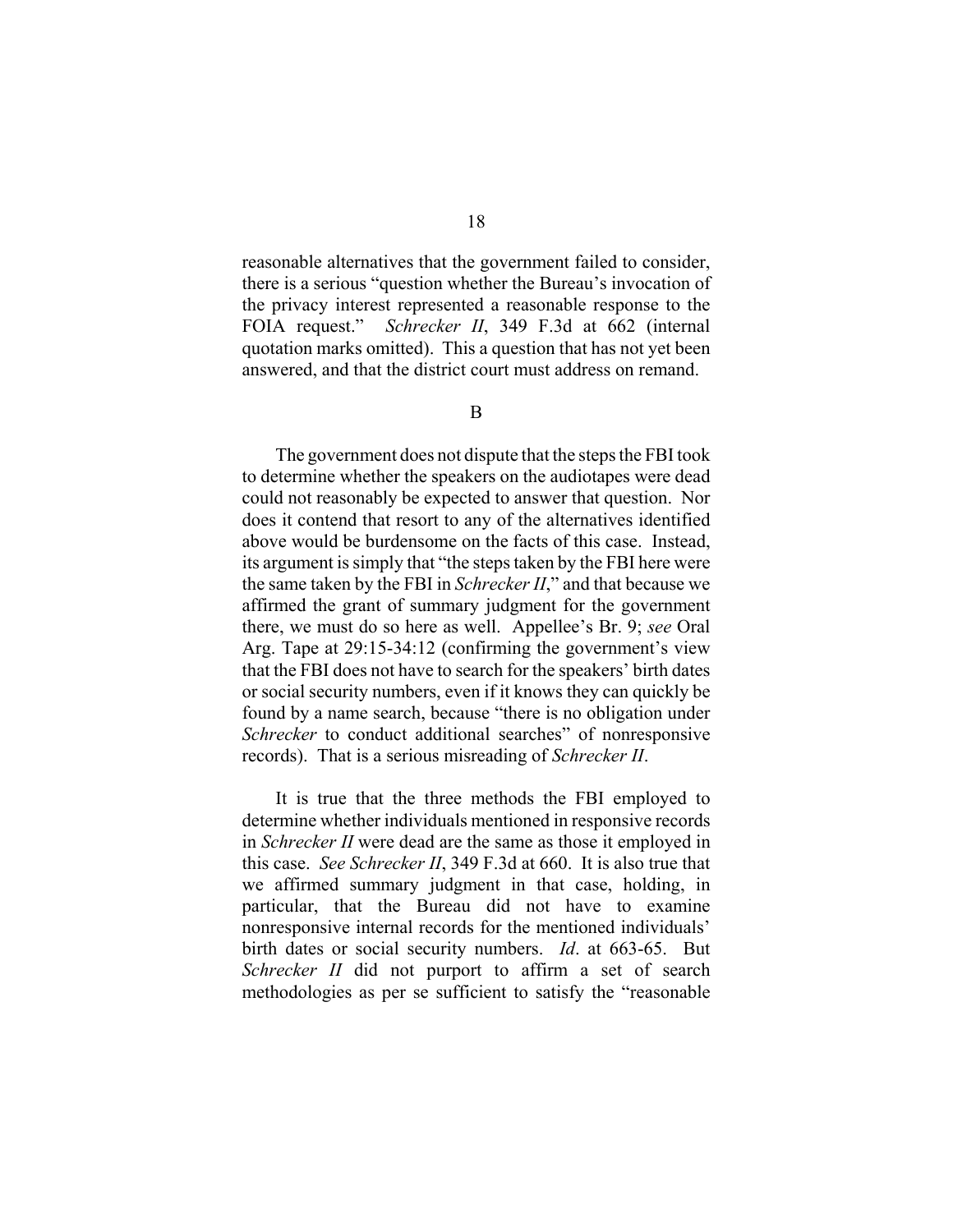reasonable alternatives that the government failed to consider, there is a serious "question whether the Bureau's invocation of the privacy interest represented a reasonable response to the FOIA request." *Schrecker II*, 349 F.3d at 662 (internal quotation marks omitted). This a question that has not yet been answered, and that the district court must address on remand.

B

The government does not dispute that the steps the FBI took to determine whether the speakers on the audiotapes were dead could not reasonably be expected to answer that question. Nor does it contend that resort to any of the alternatives identified above would be burdensome on the facts of this case. Instead, its argument is simply that "the steps taken by the FBI here were the same taken by the FBI in *Schrecker II*," and that because we affirmed the grant of summary judgment for the government there, we must do so here as well. Appellee's Br. 9; *see* Oral Arg. Tape at 29:15-34:12 (confirming the government's view that the FBI does not have to search for the speakers' birth dates or social security numbers, even if it knows they can quickly be found by a name search, because "there is no obligation under *Schrecker* to conduct additional searches" of nonresponsive records). That is a serious misreading of *Schrecker II*.

It is true that the three methods the FBI employed to determine whether individuals mentioned in responsive records in *Schrecker II* were dead are the same as those it employed in this case. *See Schrecker II*, 349 F.3d at 660. It is also true that we affirmed summary judgment in that case, holding, in particular, that the Bureau did not have to examine nonresponsive internal records for the mentioned individuals' birth dates or social security numbers. *Id*. at 663-65. But *Schrecker II* did not purport to affirm a set of search methodologies as per se sufficient to satisfy the "reasonable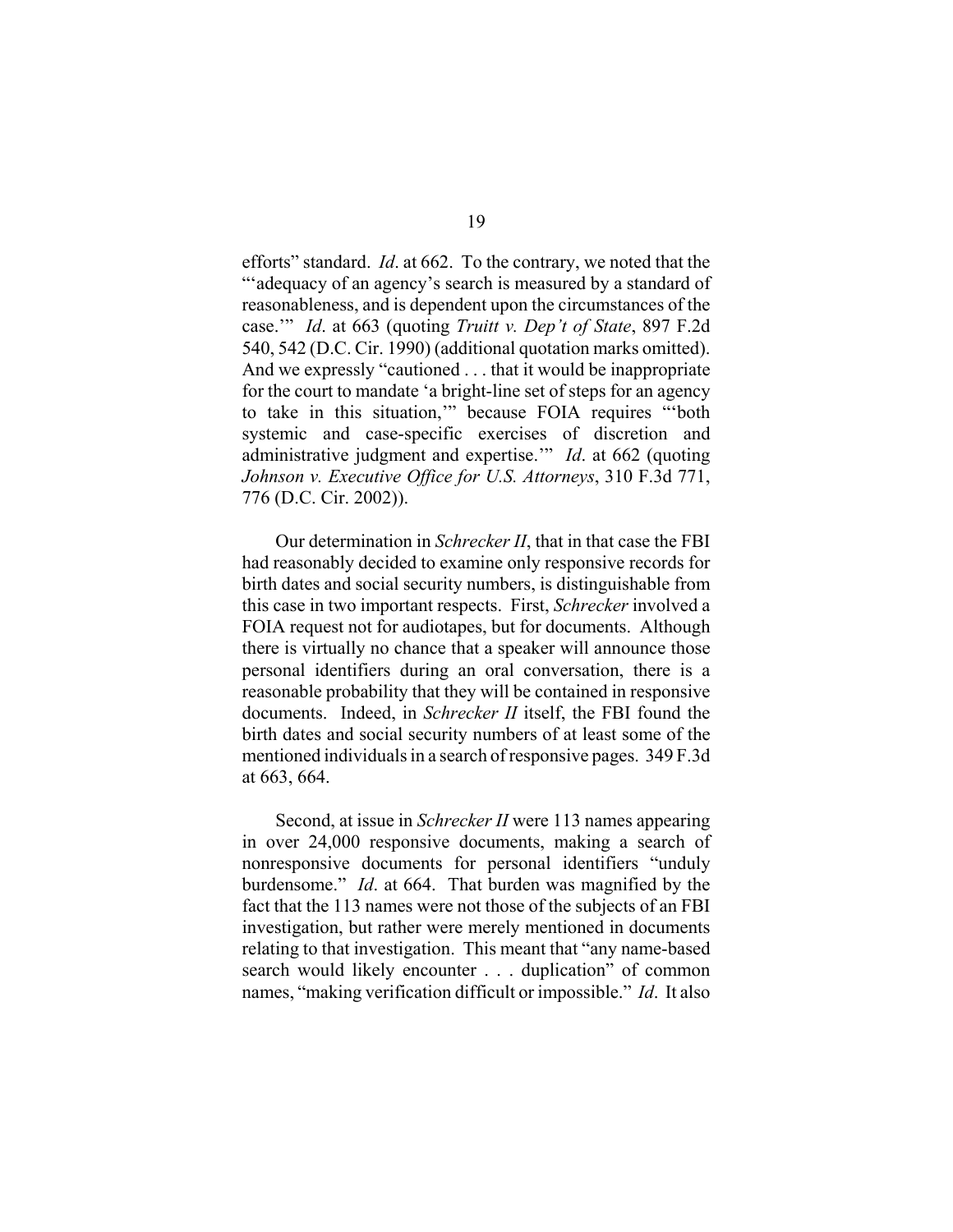efforts" standard. *Id*. at 662. To the contrary, we noted that the "'adequacy of an agency's search is measured by a standard of reasonableness, and is dependent upon the circumstances of the case.'" *Id*. at 663 (quoting *Truitt v. Dep't of State*, 897 F.2d 540, 542 (D.C. Cir. 1990) (additional quotation marks omitted). And we expressly "cautioned . . . that it would be inappropriate for the court to mandate 'a bright-line set of steps for an agency to take in this situation,'" because FOIA requires "'both systemic and case-specific exercises of discretion and administrative judgment and expertise.'" *Id*. at 662 (quoting *Johnson v. Executive Office for U.S. Attorneys*, 310 F.3d 771, 776 (D.C. Cir. 2002)).

Our determination in *Schrecker II*, that in that case the FBI had reasonably decided to examine only responsive records for birth dates and social security numbers, is distinguishable from this case in two important respects. First, *Schrecker* involved a FOIA request not for audiotapes, but for documents. Although there is virtually no chance that a speaker will announce those personal identifiers during an oral conversation, there is a reasonable probability that they will be contained in responsive documents. Indeed, in *Schrecker II* itself, the FBI found the birth dates and social security numbers of at least some of the mentioned individuals in a search of responsive pages. 349 F.3d at 663, 664.

Second, at issue in *Schrecker II* were 113 names appearing in over 24,000 responsive documents, making a search of nonresponsive documents for personal identifiers "unduly burdensome." *Id*. at 664. That burden was magnified by the fact that the 113 names were not those of the subjects of an FBI investigation, but rather were merely mentioned in documents relating to that investigation. This meant that "any name-based search would likely encounter . . . duplication" of common names, "making verification difficult or impossible." *Id*. It also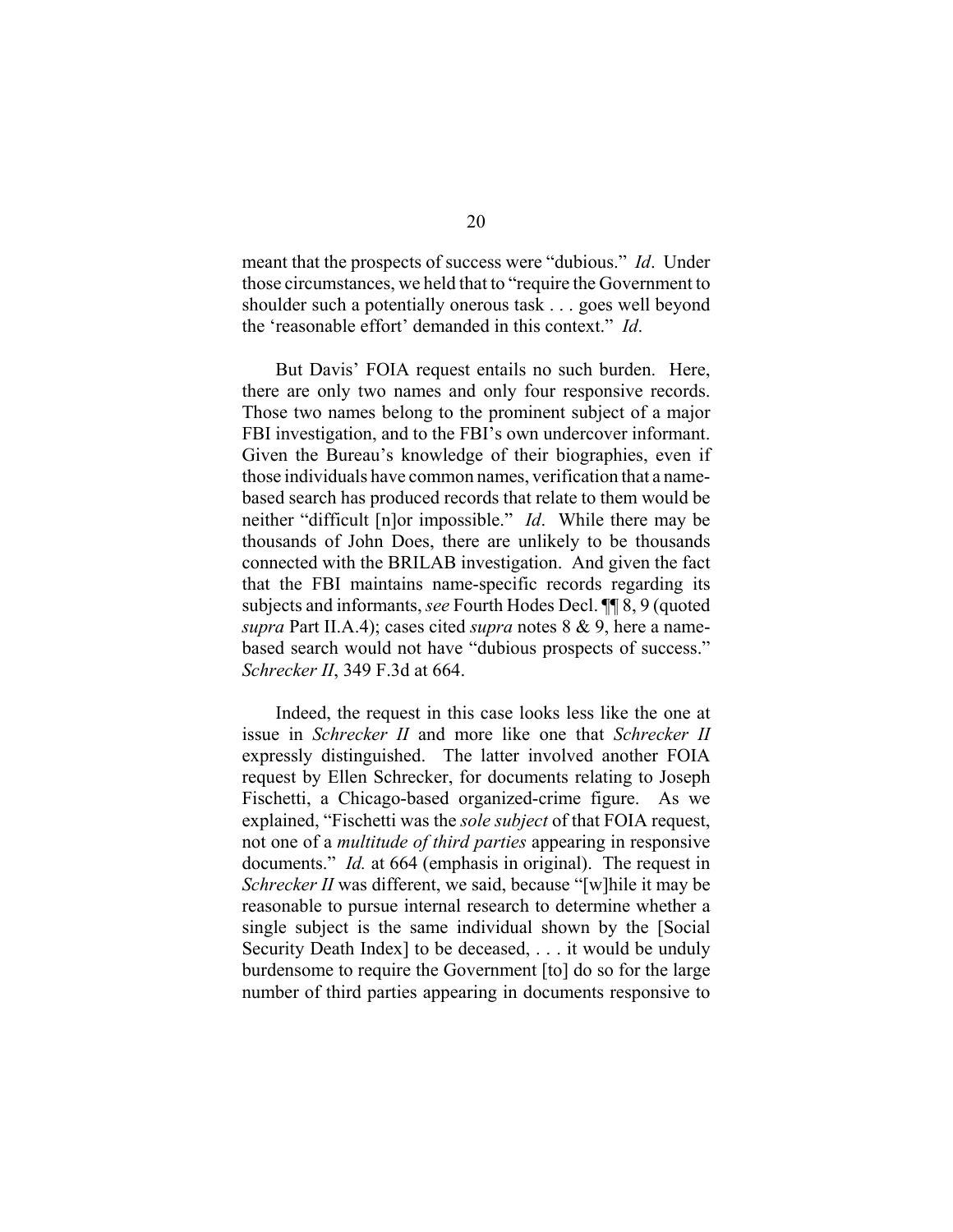meant that the prospects of success were "dubious." *Id*. Under those circumstances, we held that to "require the Government to shoulder such a potentially onerous task . . . goes well beyond the 'reasonable effort' demanded in this context." *Id*.

But Davis' FOIA request entails no such burden. Here, there are only two names and only four responsive records. Those two names belong to the prominent subject of a major FBI investigation, and to the FBI's own undercover informant. Given the Bureau's knowledge of their biographies, even if those individuals have common names, verification that a name-based search has produced records that relate to them would be neither "difficult [n]or impossible." *Id*. While there may be thousands of John Does, there are unlikely to be thousands connected with the BRILAB investigation. And given the fact that the FBI maintains name-specific records regarding its subjects and informants, *see* Fourth Hodes Decl. ¶¶ 8, 9 (quoted *supra* Part II.A.4); cases cited *supra* notes 8 & 9, here a name-based search would not have "dubious prospects of success." *Schrecker II*, 349 F.3d at 664.

Indeed, the request in this case looks less like the one at issue in *Schrecker II* and more like one that *Schrecker II* expressly distinguished. The latter involved another FOIA request by Ellen Schrecker, for documents relating to Joseph Fischetti, a Chicago-based organized-crime figure. As we explained, "Fischetti was the *sole subject* of that FOIA request, not one of a *multitude of third parties* appearing in responsive documents." *Id.* at 664 (emphasis in original). The request in *Schrecker II* was different, we said, because "[w]hile it may be reasonable to pursue internal research to determine whether a single subject is the same individual shown by the [Social Security Death Index] to be deceased, . . . it would be unduly burdensome to require the Government [to] do so for the large number of third parties appearing in documents responsive to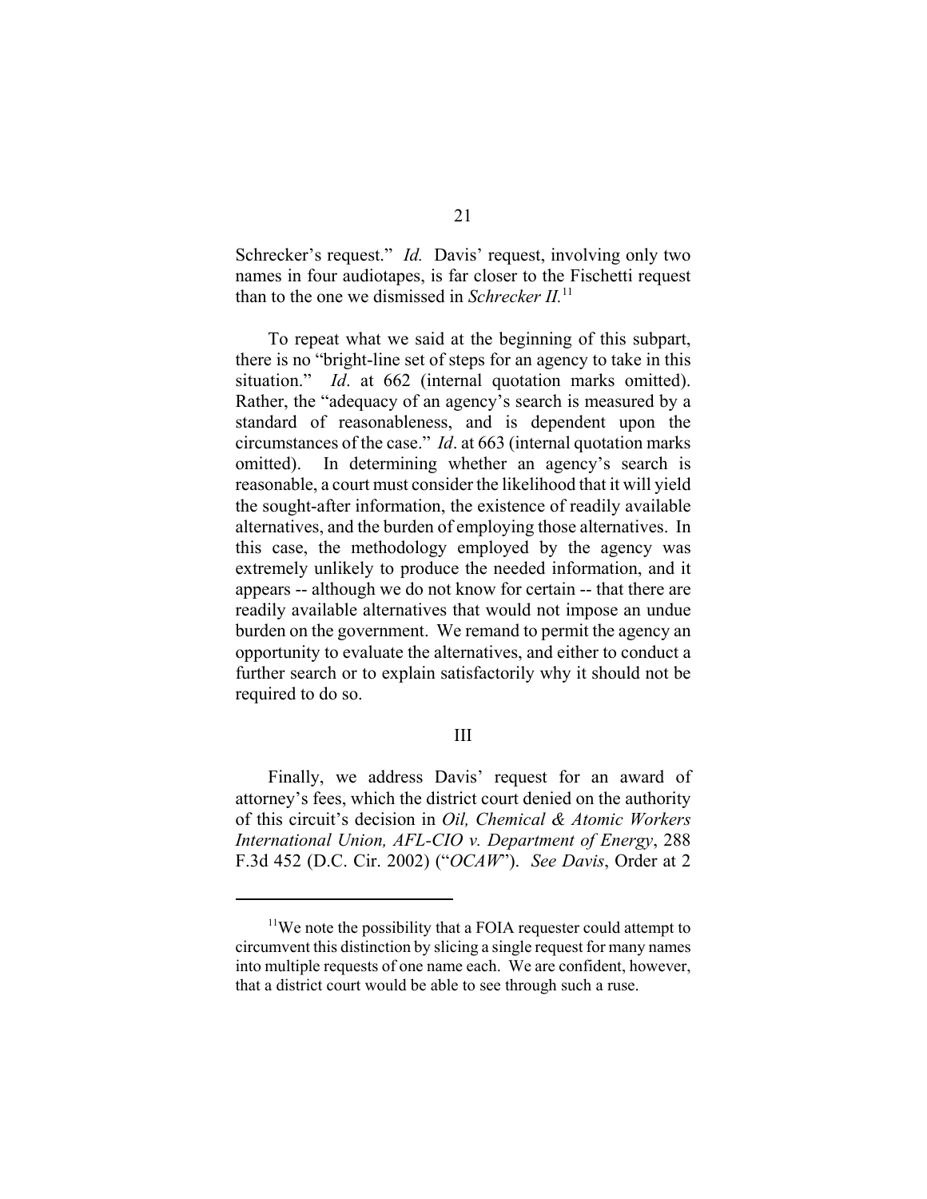Schrecker's request." *Id.* Davis' request, involving only two names in four audiotapes, is far closer to the Fischetti request than to the one we dismissed in *Schrecker II.*[11]

To repeat what we said at the beginning of this subpart, there is no "bright-line set of steps for an agency to take in this situation." *Id*. at 662 (internal quotation marks omitted). Rather, the "adequacy of an agency's search is measured by a standard of reasonableness, and is dependent upon the circumstances of the case." *Id*. at 663 (internal quotation marks omitted). In determining whether an agency's search is reasonable, a court must consider the likelihood that it will yield the sought-after information, the existence of readily available alternatives, and the burden of employing those alternatives. In this case, the methodology employed by the agency was extremely unlikely to produce the needed information, and it appears -- although we do not know for certain -- that there are readily available alternatives that would not impose an undue burden on the government. We remand to permit the agency an opportunity to evaluate the alternatives, and either to conduct a further search or to explain satisfactorily why it should not be required to do so.

## III

Finally, we address Davis' request for an award of attorney's fees, which the district court denied on the authority of this circuit's decision in *Oil, Chemical & Atomic Workers International Union, AFL-CIO v. Department of Energy*, 288 F.3d 452 (D.C. Cir. 2002) ("*OCAW*"). *See Davis*, Order at 2

---

[11]We note the possibility that a FOIA requester could attempt to circumvent this distinction by slicing a single request for many names into multiple requests of one name each. We are confident, however, that a district court would be able to see through such a ruse.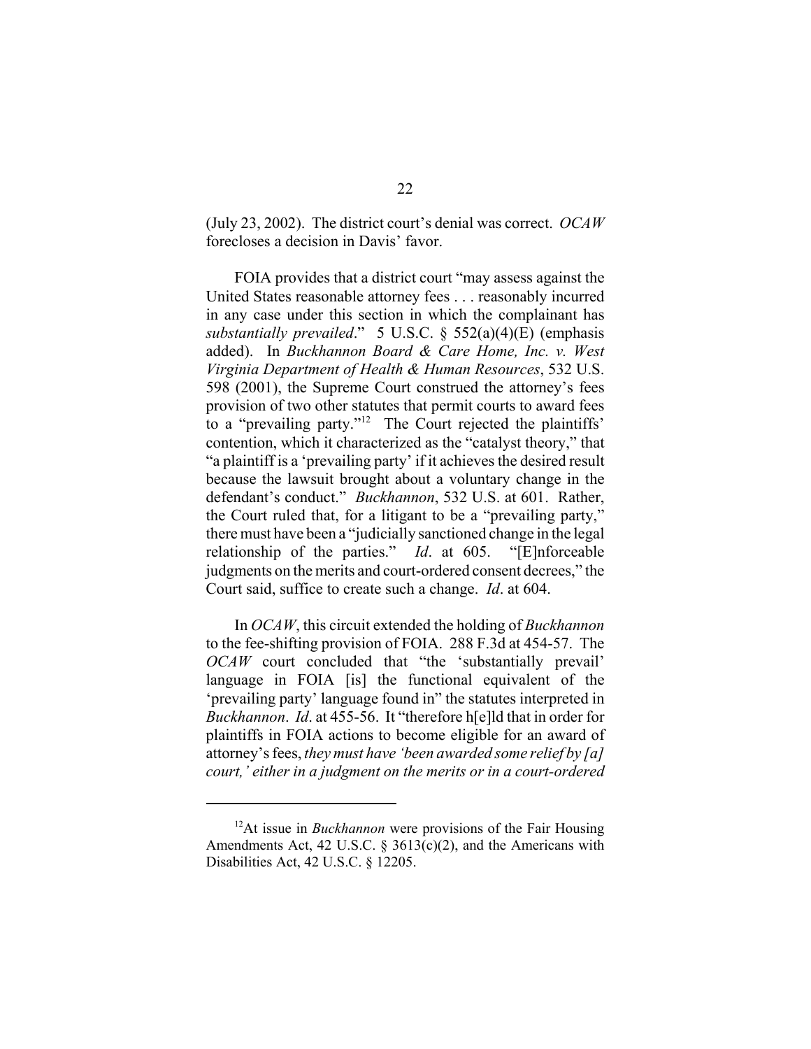(July 23, 2002). The district court's denial was correct. *OCAW* forecloses a decision in Davis' favor.

FOIA provides that a district court "may assess against the United States reasonable attorney fees . . . reasonably incurred in any case under this section in which the complainant has *substantially prevailed*." 5 U.S.C. § 552(a)(4)(E) (emphasis added). In *Buckhannon Board & Care Home, Inc. v. West Virginia Department of Health & Human Resources*, 532 U.S. 598 (2001), the Supreme Court construed the attorney's fees provision of two other statutes that permit courts to award fees to a "prevailing party."[12] The Court rejected the plaintiffs' contention, which it characterized as the "catalyst theory," that "a plaintiff is a 'prevailing party' if it achieves the desired result because the lawsuit brought about a voluntary change in the defendant's conduct." *Buckhannon*, 532 U.S. at 601. Rather, the Court ruled that, for a litigant to be a "prevailing party," there must have been a "judicially sanctioned change in the legal relationship of the parties." *Id*. at 605. "[E]nforceable judgments on the merits and court-ordered consent decrees," the Court said, suffice to create such a change. *Id*. at 604.

In *OCAW*, this circuit extended the holding of *Buckhannon* to the fee-shifting provision of FOIA. 288 F.3d at 454-57. The *OCAW* court concluded that "the 'substantially prevail' language in FOIA [is] the functional equivalent of the 'prevailing party' language found in" the statutes interpreted in *Buckhannon*. *Id*. at 455-56. It "therefore h[e]ld that in order for plaintiffs in FOIA actions to become eligible for an award of attorney's fees, *they must have 'been awarded some relief by [a] court,' either in a judgment on the merits or in a court-ordered*

---

[12] At issue in *Buckhannon* were provisions of the Fair Housing Amendments Act, 42 U.S.C. § 3613(c)(2), and the Americans with Disabilities Act, 42 U.S.C. § 12205.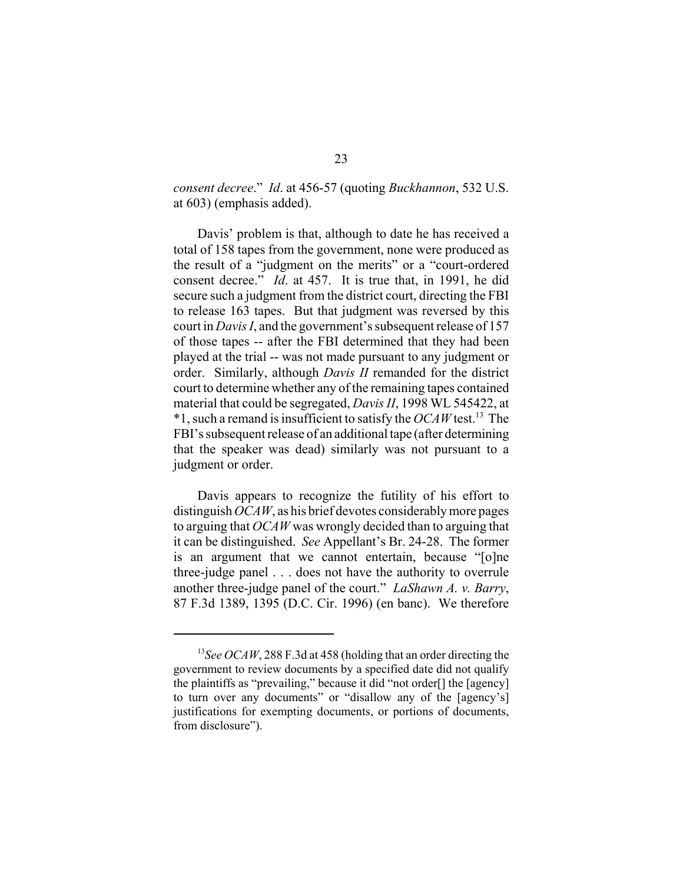*consent decree*." *Id*. at 456-57 (quoting *Buckhannon*, 532 U.S. at 603) (emphasis added).

Davis' problem is that, although to date he has received a total of 158 tapes from the government, none were produced as the result of a "judgment on the merits" or a "court-ordered consent decree." *Id*. at 457. It is true that, in 1991, he did secure such a judgment from the district court, directing the FBI to release 163 tapes. But that judgment was reversed by this court in *Davis I*, and the government's subsequent release of 157 of those tapes -- after the FBI determined that they had been played at the trial -- was not made pursuant to any judgment or order. Similarly, although *Davis II* remanded for the district court to determine whether any of the remaining tapes contained material that could be segregated, *Davis II*, 1998 WL 545422, at *1, such a remand is insufficient to satisfy the *OCAW* test.[13] The FBI's subsequent release of an additional tape (after determining that the speaker was dead) similarly was not pursuant to a judgment or order.

Davis appears to recognize the futility of his effort to distinguish *OCAW*, as his brief devotes considerably more pages to arguing that *OCAW* was wrongly decided than to arguing that it can be distinguished. *See* Appellant's Br. 24-28. The former is an argument that we cannot entertain, because "[o]ne three-judge panel . . . does not have the authority to overrule another three-judge panel of the court." *LaShawn A. v. Barry*, 87 F.3d 1389, 1395 (D.C. Cir. 1996) (en banc). We therefore

---

[13]*See OCAW*, 288 F.3d at 458 (holding that an order directing the government to review documents by a specified date did not qualify the plaintiffs as "prevailing," because it did "not order[] the [agency] to turn over any documents" or "disallow any of the [agency's] justifications for exempting documents, or portions of documents, from disclosure").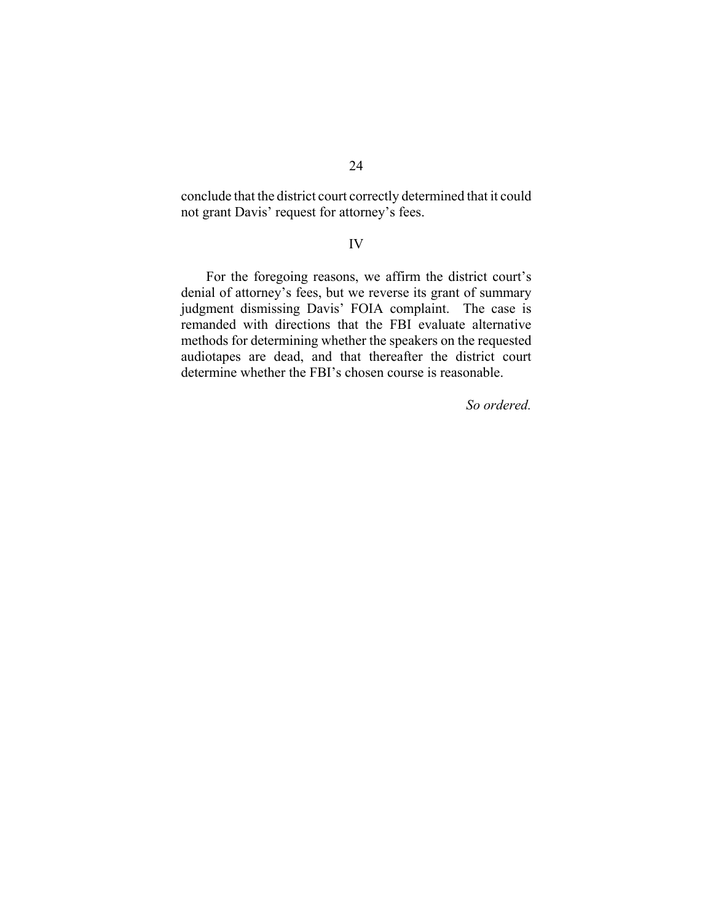conclude that the district court correctly determined that it could not grant Davis' request for attorney's fees.

## IV

For the foregoing reasons, we affirm the district court's denial of attorney's fees, but we reverse its grant of summary judgment dismissing Davis' FOIA complaint. The case is remanded with directions that the FBI evaluate alternative methods for determining whether the speakers on the requested audiotapes are dead, and that thereafter the district court determine whether the FBI's chosen course is reasonable.

*So ordered.*